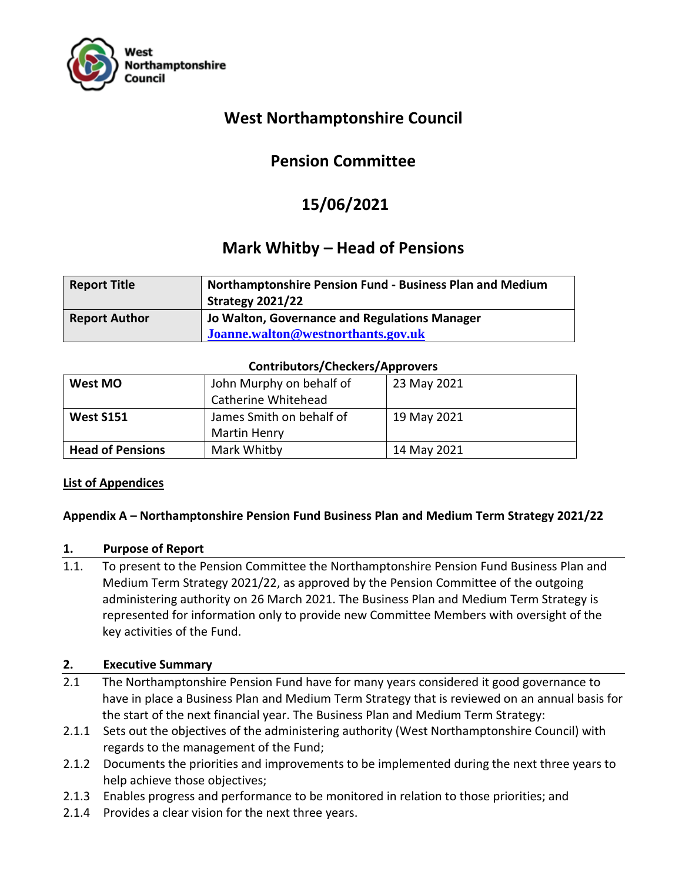# West Northamptonshire Council

## Pension Committee

## 15/06/2021

## Mark Whitby – Head of Pensions

| Report Title | Northamptonshire Pension Fund - Business Plan and Medium Strategy 2021/22 |
|---|---|
| Report Author | Jo Walton, Governance and Regulations Manager<br>Joanne.walton@westnorthants.gov.uk |

**Contributors/Checkers/Approvers**

| West MO | John Murphy on behalf of Catherine Whitehead | 23 May 2021 |
|---|---|---|
| West S151 | James Smith on behalf of Martin Henry | 19 May 2021 |
| Head of Pensions | Mark Whitby | 14 May 2021 |

**List of Appendices**

**Appendix A – Northamptonshire Pension Fund Business Plan and Medium Term Strategy 2021/22**

### 1. Purpose of Report

1.1. To present to the Pension Committee the Northamptonshire Pension Fund Business Plan and Medium Term Strategy 2021/22, as approved by the Pension Committee of the outgoing administering authority on 26 March 2021. The Business Plan and Medium Term Strategy is represented for information only to provide new Committee Members with oversight of the key activities of the Fund.

### 2. Executive Summary

2.1 The Northamptonshire Pension Fund have for many years considered it good governance to have in place a Business Plan and Medium Term Strategy that is reviewed on an annual basis for the start of the next financial year. The Business Plan and Medium Term Strategy:

2.1.1 Sets out the objectives of the administering authority (West Northamptonshire Council) with regards to the management of the Fund;

2.1.2 Documents the priorities and improvements to be implemented during the next three years to help achieve those objectives;

2.1.3 Enables progress and performance to be monitored in relation to those priorities; and

2.1.4 Provides a clear vision for the next three years.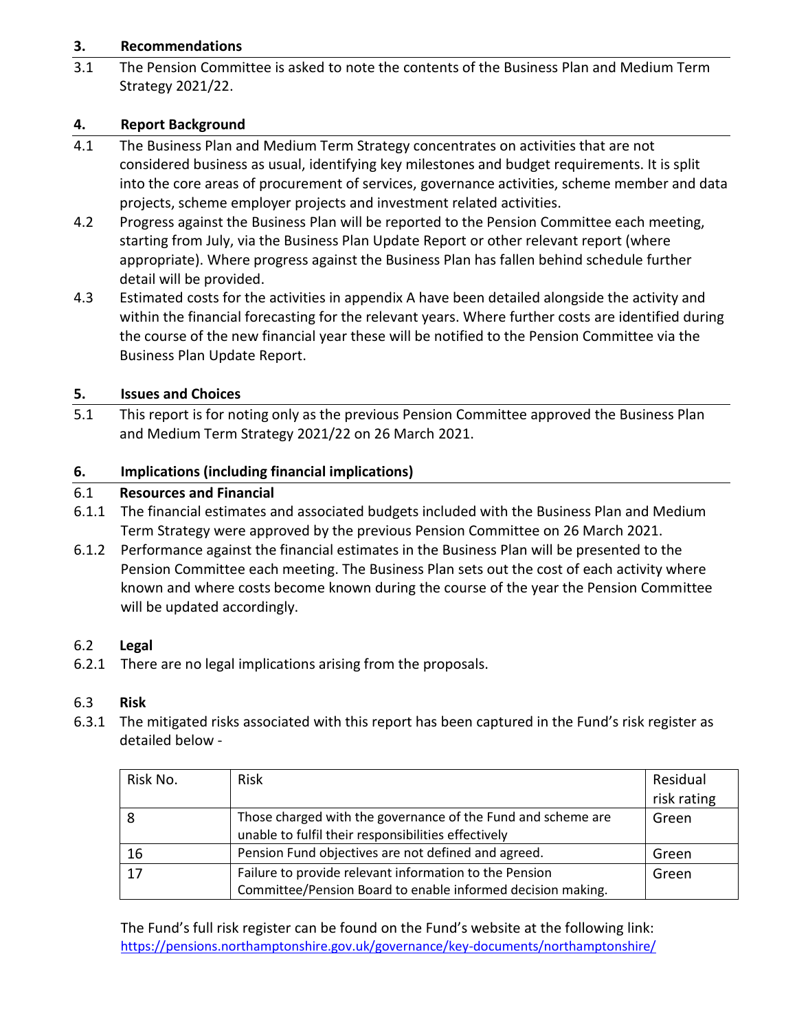## 3. Recommendations

3.1 The Pension Committee is asked to note the contents of the Business Plan and Medium Term Strategy 2021/22.

## 4. Report Background

4.1 The Business Plan and Medium Term Strategy concentrates on activities that are not considered business as usual, identifying key milestones and budget requirements. It is split into the core areas of procurement of services, governance activities, scheme member and data projects, scheme employer projects and investment related activities.

4.2 Progress against the Business Plan will be reported to the Pension Committee each meeting, starting from July, via the Business Plan Update Report or other relevant report (where appropriate). Where progress against the Business Plan has fallen behind schedule further detail will be provided.

4.3 Estimated costs for the activities in appendix A have been detailed alongside the activity and within the financial forecasting for the relevant years. Where further costs are identified during the course of the new financial year these will be notified to the Pension Committee via the Business Plan Update Report.

## 5. Issues and Choices

5.1 This report is for noting only as the previous Pension Committee approved the Business Plan and Medium Term Strategy 2021/22 on 26 March 2021.

## 6. Implications (including financial implications)

### 6.1 Resources and Financial

6.1.1 The financial estimates and associated budgets included with the Business Plan and Medium Term Strategy were approved by the previous Pension Committee on 26 March 2021.

6.1.2 Performance against the financial estimates in the Business Plan will be presented to the Pension Committee each meeting. The Business Plan sets out the cost of each activity where known and where costs become known during the course of the year the Pension Committee will be updated accordingly.

### 6.2 Legal

6.2.1 There are no legal implications arising from the proposals.

### 6.3 Risk

6.3.1 The mitigated risks associated with this report has been captured in the Fund's risk register as detailed below -

| Risk No. | Risk | Residual risk rating |
|---|---|---|
| 8 | Those charged with the governance of the Fund and scheme are unable to fulfil their responsibilities effectively | Green |
| 16 | Pension Fund objectives are not defined and agreed. | Green |
| 17 | Failure to provide relevant information to the Pension Committee/Pension Board to enable informed decision making. | Green |

The Fund's full risk register can be found on the Fund's website at the following link: https://pensions.northamptonshire.gov.uk/governance/key-documents/northamptonshire/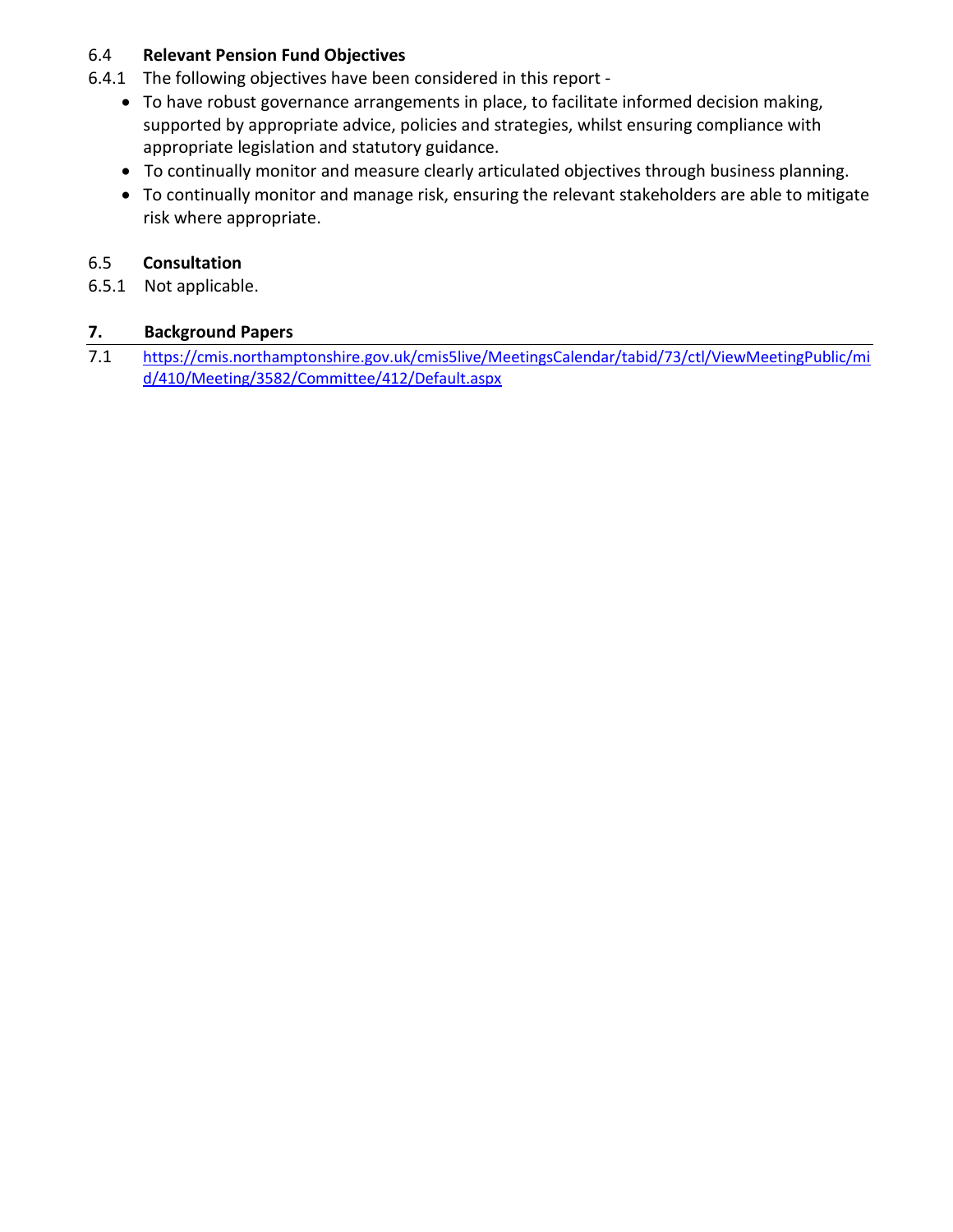### 6.4 Relevant Pension Fund Objectives

6.4.1 The following objectives have been considered in this report -

- To have robust governance arrangements in place, to facilitate informed decision making, supported by appropriate advice, policies and strategies, whilst ensuring compliance with appropriate legislation and statutory guidance.
- To continually monitor and measure clearly articulated objectives through business planning.
- To continually monitor and manage risk, ensuring the relevant stakeholders are able to mitigate risk where appropriate.

### 6.5 Consultation

6.5.1 Not applicable.

## 7. Background Papers

7.1 https://cmis.northamptonshire.gov.uk/cmis5live/MeetingsCalendar/tabid/73/ctl/ViewMeetingPublic/mid/410/Meeting/3582/Committee/412/Default.aspx